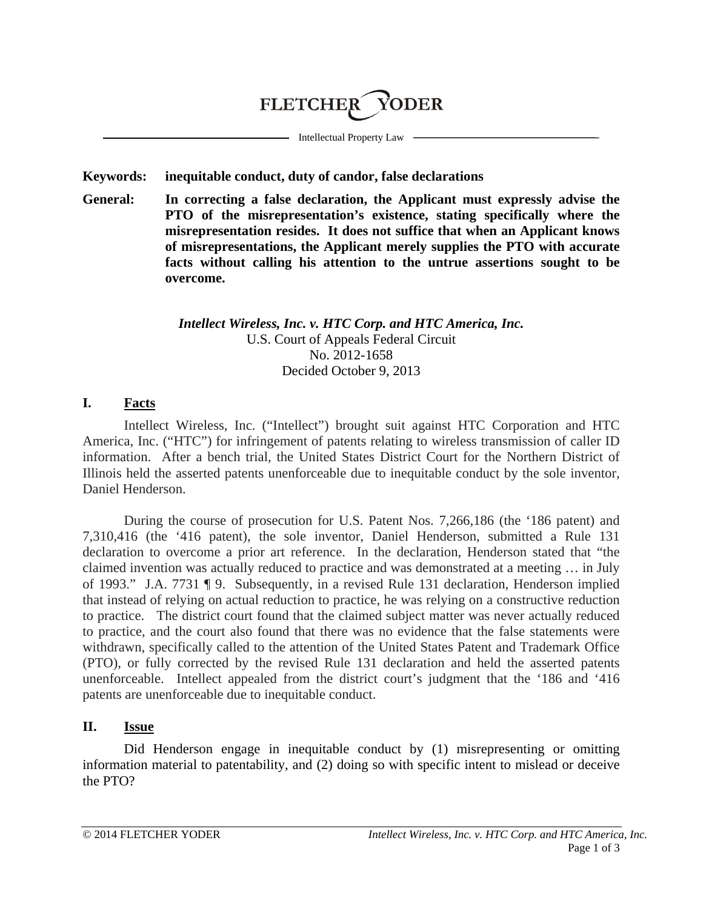FLETCHER YODER

Intellectual Property Law

**Keywords:** **inequitable conduct, duty of candor, false declarations**

**General:** **In correcting a false declaration, the Applicant must expressly advise the PTO of the misrepresentation's existence, stating specifically where the misrepresentation resides. It does not suffice that when an Applicant knows of misrepresentations, the Applicant merely supplies the PTO with accurate facts without calling his attention to the untrue assertions sought to be overcome.**

***Intellect Wireless, Inc. v. HTC Corp. and HTC America, Inc.***
U.S. Court of Appeals Federal Circuit
No. 2012-1658
Decided October 9, 2013

## I. Facts

Intellect Wireless, Inc. ("Intellect") brought suit against HTC Corporation and HTC America, Inc. ("HTC") for infringement of patents relating to wireless transmission of caller ID information. After a bench trial, the United States District Court for the Northern District of Illinois held the asserted patents unenforceable due to inequitable conduct by the sole inventor, Daniel Henderson.

During the course of prosecution for U.S. Patent Nos. 7,266,186 (the '186 patent) and 7,310,416 (the '416 patent), the sole inventor, Daniel Henderson, submitted a Rule 131 declaration to overcome a prior art reference. In the declaration, Henderson stated that "the claimed invention was actually reduced to practice and was demonstrated at a meeting … in July of 1993." J.A. 7731 ¶ 9. Subsequently, in a revised Rule 131 declaration, Henderson implied that instead of relying on actual reduction to practice, he was relying on a constructive reduction to practice. The district court found that the claimed subject matter was never actually reduced to practice, and the court also found that there was no evidence that the false statements were withdrawn, specifically called to the attention of the United States Patent and Trademark Office (PTO), or fully corrected by the revised Rule 131 declaration and held the asserted patents unenforceable. Intellect appealed from the district court's judgment that the '186 and '416 patents are unenforceable due to inequitable conduct.

## II. Issue

Did Henderson engage in inequitable conduct by (1) misrepresenting or omitting information material to patentability, and (2) doing so with specific intent to mislead or deceive the PTO?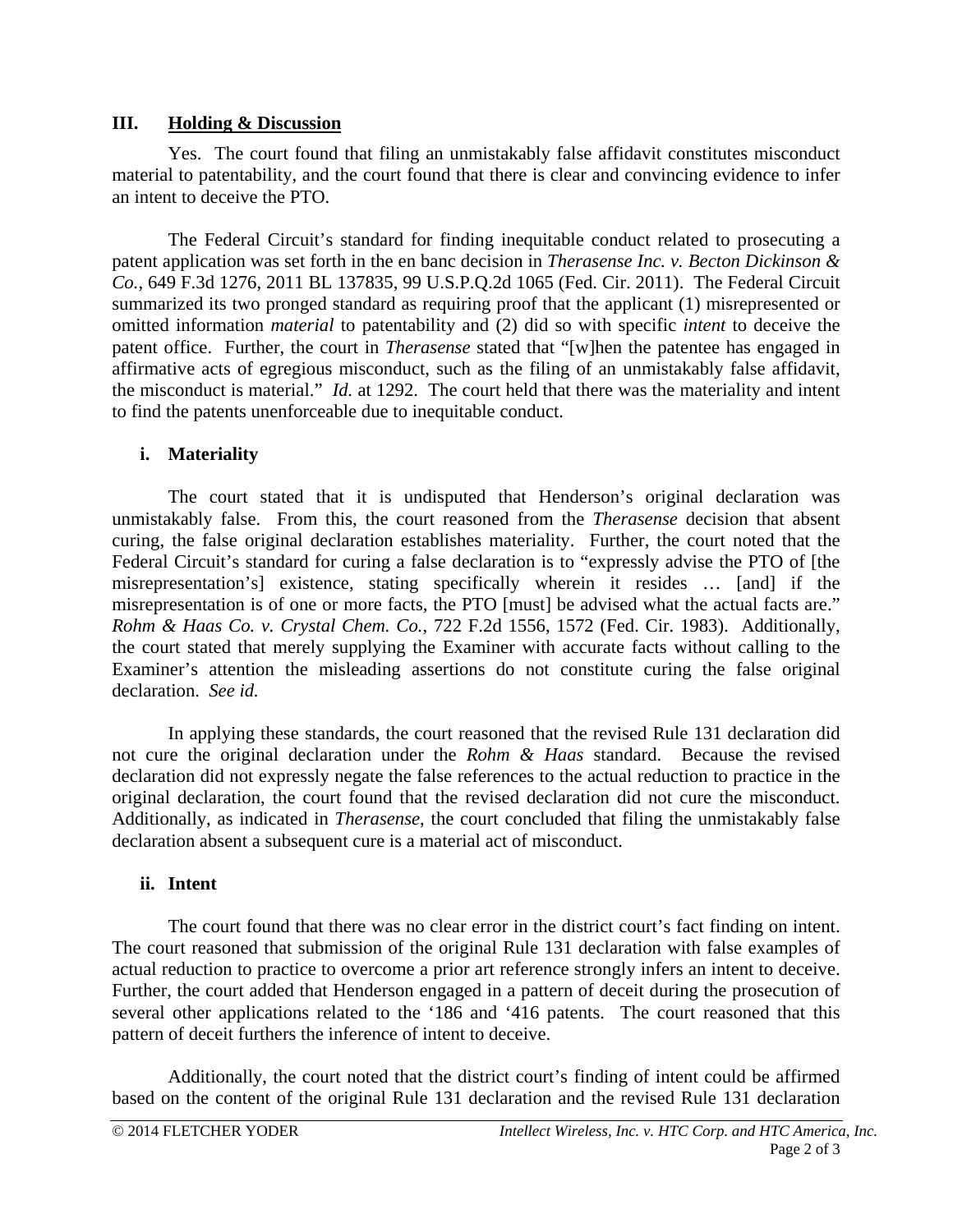## III. Holding & Discussion

Yes. The court found that filing an unmistakably false affidavit constitutes misconduct material to patentability, and the court found that there is clear and convincing evidence to infer an intent to deceive the PTO.

The Federal Circuit's standard for finding inequitable conduct related to prosecuting a patent application was set forth in the en banc decision in *Therasense Inc. v. Becton Dickinson & Co.*, 649 F.3d 1276, 2011 BL 137835, 99 U.S.P.Q.2d 1065 (Fed. Cir. 2011). The Federal Circuit summarized its two pronged standard as requiring proof that the applicant (1) misrepresented or omitted information *material* to patentability and (2) did so with specific *intent* to deceive the patent office. Further, the court in *Therasense* stated that "[w]hen the patentee has engaged in affirmative acts of egregious misconduct, such as the filing of an unmistakably false affidavit, the misconduct is material." *Id.* at 1292. The court held that there was the materiality and intent to find the patents unenforceable due to inequitable conduct.

### i. Materiality

The court stated that it is undisputed that Henderson's original declaration was unmistakably false. From this, the court reasoned from the *Therasense* decision that absent curing, the false original declaration establishes materiality. Further, the court noted that the Federal Circuit's standard for curing a false declaration is to "expressly advise the PTO of [the misrepresentation's] existence, stating specifically wherein it resides … [and] if the misrepresentation is of one or more facts, the PTO [must] be advised what the actual facts are." *Rohm & Haas Co. v. Crystal Chem. Co.*, 722 F.2d 1556, 1572 (Fed. Cir. 1983). Additionally, the court stated that merely supplying the Examiner with accurate facts without calling to the Examiner's attention the misleading assertions do not constitute curing the false original declaration. *See id.*

In applying these standards, the court reasoned that the revised Rule 131 declaration did not cure the original declaration under the *Rohm & Haas* standard. Because the revised declaration did not expressly negate the false references to the actual reduction to practice in the original declaration, the court found that the revised declaration did not cure the misconduct. Additionally, as indicated in *Therasense*, the court concluded that filing the unmistakably false declaration absent a subsequent cure is a material act of misconduct.

### ii. Intent

The court found that there was no clear error in the district court's fact finding on intent. The court reasoned that submission of the original Rule 131 declaration with false examples of actual reduction to practice to overcome a prior art reference strongly infers an intent to deceive. Further, the court added that Henderson engaged in a pattern of deceit during the prosecution of several other applications related to the '186 and '416 patents. The court reasoned that this pattern of deceit furthers the inference of intent to deceive.

Additionally, the court noted that the district court's finding of intent could be affirmed based on the content of the original Rule 131 declaration and the revised Rule 131 declaration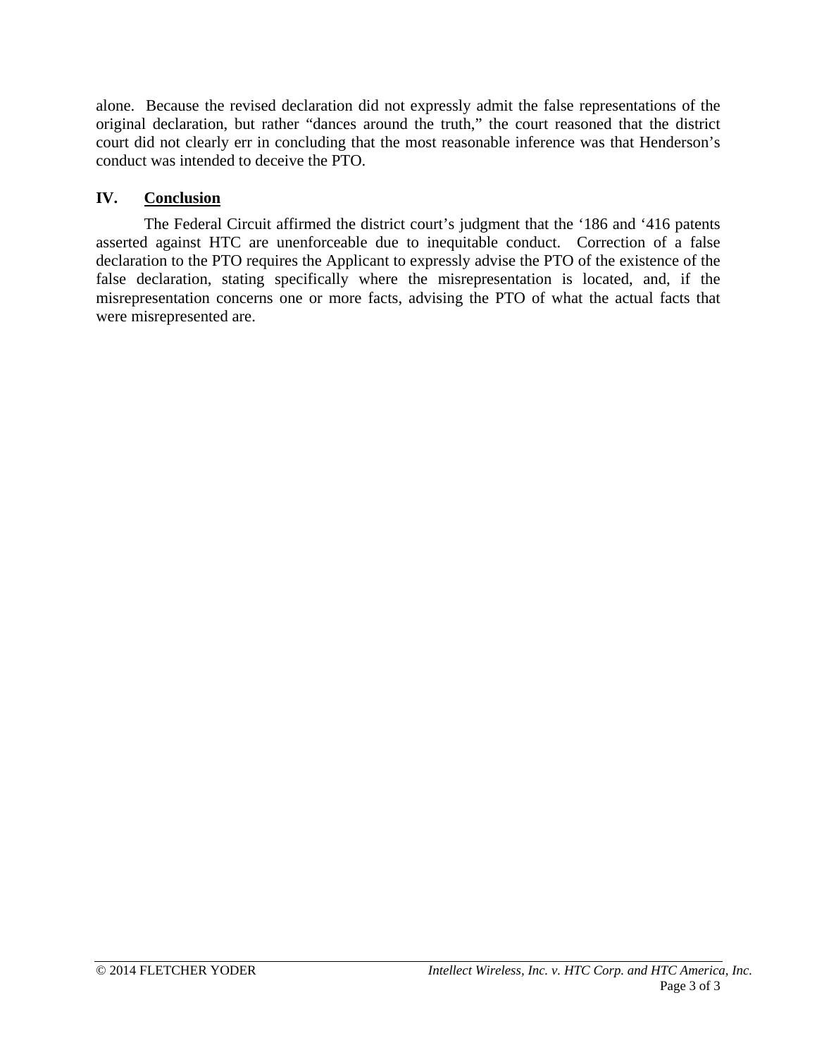alone. Because the revised declaration did not expressly admit the false representations of the original declaration, but rather "dances around the truth," the court reasoned that the district court did not clearly err in concluding that the most reasonable inference was that Henderson's conduct was intended to deceive the PTO.

## IV. Conclusion

The Federal Circuit affirmed the district court's judgment that the '186 and '416 patents asserted against HTC are unenforceable due to inequitable conduct. Correction of a false declaration to the PTO requires the Applicant to expressly advise the PTO of the existence of the false declaration, stating specifically where the misrepresentation is located, and, if the misrepresentation concerns one or more facts, advising the PTO of what the actual facts that were misrepresented are.